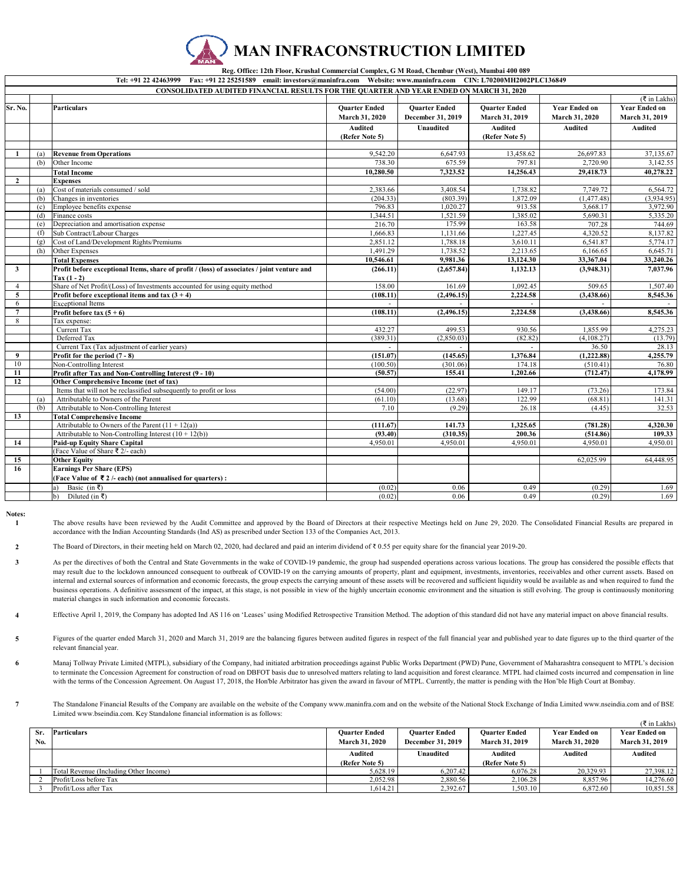# MAN INFRACONSTRUCTION LIMITED

**Reg. Office: 12th Floor, Krushal Commercial Complex, G M Road, Chembur (West), Mumbai 400 089**

**Tel: +91 22 42463999 Fax: +91 22 25251589 email: investors@maninfra.com Website: www.maninfra.com CIN: L70200MH2002PLC136849**

**CONSOLIDATED AUDITED FINANCIAL RESULTS FOR THE QUARTER AND YEAR ENDED ON MARCH 31, 2020**

(₹ in Lakhs)

| Sr. No. | | Particulars | Quarter Ended March 31, 2020 | Quarter Ended December 31, 2019 | Quarter Ended March 31, 2019 | Year Ended on March 31, 2020 | Year Ended on March 31, 2019 |
|---|---|---|---|---|---|---|---|
| | | | Audited (Refer Note 5) | Unaudited | Audited (Refer Note 5) | Audited | Audited |
| 1 | (a) | **Revenue from Operations** | 9,542.20 | 6,647.93 | 13,458.62 | 26,697.83 | 37,135.67 |
| | (b) | Other Income | 738.30 | 675.59 | 797.81 | 2,720.90 | 3,142.55 |
| | | **Total Income** | **10,280.50** | **7,323.52** | **14,256.43** | **29,418.73** | **40,278.22** |
| 2 | | **Expenses** | | | | | |
| | (a) | Cost of materials consumed / sold | 2,383.66 | 3,408.54 | 1,738.82 | 7,749.72 | 6,564.72 |
| | (b) | Changes in inventories | (204.33) | (803.39) | 1,872.09 | (1,477.48) | (3,934.95) |
| | (c) | Employee benefits expense | 796.83 | 1,020.27 | 913.58 | 3,668.17 | 3,972.90 |
| | (d) | Finance costs | 1,344.51 | 1,521.59 | 1,385.02 | 5,690.31 | 5,335.20 |
| | (e) | Depreciation and amortisation expense | 216.70 | 175.99 | 163.58 | 707.28 | 744.69 |
| | (f) | Sub Contract/Labour Charges | 1,666.83 | 1,131.66 | 1,227.45 | 4,320.52 | 8,137.82 |
| | (g) | Cost of Land/Development Rights/Premiums | 2,851.12 | 1,788.18 | 3,610.11 | 6,541.87 | 5,774.17 |
| | (h) | Other Expenses | 1,491.29 | 1,738.52 | 2,213.65 | 6,166.65 | 6,645.71 |
| | | **Total Expenses** | **10,546.61** | **9,981.36** | **13,124.30** | **33,367.04** | **33,240.26** |
| 3 | | **Profit before exceptional Items, share of profit / (loss) of associates / joint venture and Tax (1 - 2)** | **(266.11)** | **(2,657.84)** | **1,132.13** | **(3,948.31)** | **7,037.96** |
| 4 | | Share of Net Profit/(Loss) of Investments accounted for using equity method | 158.00 | 161.69 | 1,092.45 | 509.65 | 1,507.40 |
| 5 | | **Profit before exceptional items and tax (3 + 4)** | **(108.11)** | **(2,496.15)** | **2,224.58** | **(3,438.66)** | **8,545.36** |
| 6 | | Exceptional Items | - | - | - | - | - |
| 7 | | **Profit before tax (5 + 6)** | **(108.11)** | **(2,496.15)** | **2,224.58** | **(3,438.66)** | **8,545.36** |
| 8 | | Tax expense: | | | | | |
| | | Current Tax | 432.27 | 499.53 | 930.56 | 1,855.99 | 4,275.23 |
| | | Deferred Tax | (389.31) | (2,850.03) | (82.82) | (4,108.27) | (13.79) |
| | | Current Tax (Tax adjustment of earlier years) | - | - | - | 36.50 | 28.13 |
| 9 | | **Profit for the period (7 - 8)** | **(151.07)** | **(145.65)** | **1,376.84** | **(1,222.88)** | **4,255.79** |
| 10 | | Non-Controlling Interest | (100.50) | (301.06) | 174.18 | (510.41) | 76.80 |
| 11 | | **Profit after Tax and Non-Controlling Interest (9 - 10)** | **(50.57)** | **155.41** | **1,202.66** | **(712.47)** | **4,178.99** |
| 12 | | **Other Comprehensive Income (net of tax)** | | | | | |
| | | Items that will not be reclassified subsequently to profit or loss | (54.00) | (22.97) | 149.17 | (73.26) | 173.84 |
| | (a) | Attributable to Owners of the Parent | (61.10) | (13.68) | 122.99 | (68.81) | 141.31 |
| | (b) | Attributable to Non-Controlling Interest | 7.10 | (9.29) | 26.18 | (4.45) | 32.53 |
| 13 | | **Total Comprehensive Income** | | | | | |
| | | Attributable to Owners of the Parent (11 + 12(a)) | **(111.67)** | **141.73** | **1,325.65** | **(781.28)** | **4,320.30** |
| | | Attributable to Non-Controlling Interest (10 + 12(b)) | **(93.40)** | **(310.35)** | **200.36** | **(514.86)** | **109.33** |
| 14 | | **Paid-up Equity Share Capital** | 4,950.01 | 4,950.01 | 4,950.01 | 4,950.01 | 4,950.01 |
| | | (Face Value of Share ₹ 2/- each) | | | | | |
| 15 | | **Other Equity** | | | | 62,025.99 | 64,448.95 |
| 16 | | **Earnings Per Share (EPS)** | | | | | |
| | | **(Face Value of ₹ 2 /- each) (not annualised for quarters) :** | | | | | |
| | | a) Basic (in ₹) | (0.02) | 0.06 | 0.49 | (0.29) | 1.69 |
| | | b) Diluted (in ₹) | (0.02) | 0.06 | 0.49 | (0.29) | 1.69 |

**Notes:**

1. The above results have been reviewed by the Audit Committee and approved by the Board of Directors at their respective Meetings held on June 29, 2020. The Consolidated Financial Results are prepared in accordance with the Indian Accounting Standards (Ind AS) as prescribed under Section 133 of the Companies Act, 2013.

2. The Board of Directors, in their meeting held on March 02, 2020, had declared and paid an interim dividend of ₹ 0.55 per equity share for the financial year 2019-20.

3. As per the directives of both the Central and State Governments in the wake of COVID-19 pandemic, the group had suspended operations across various locations. The group has considered the possible effects that may result due to the lockdown announced consequent to outbreak of COVID-19 on the carrying amounts of property, plant and equipment, investments, inventories, receivables and other current assets. Based on internal and external sources of information and economic forecasts, the group expects the carrying amount of these assets will be recovered and sufficient liquidity would be available as and when required to fund the business operations. A definitive assessment of the impact, at this stage, is not possible in view of the highly uncertain economic environment and the situation is still evolving. The group is continuously monitoring material changes in such information and economic forecasts.

4. Effective April 1, 2019, the Company has adopted Ind AS 116 on 'Leases' using Modified Retrospective Transition Method. The adoption of this standard did not have any material impact on above financial results.

5. Figures of the quarter ended March 31, 2020 and March 31, 2019 are the balancing figures between audited figures in respect of the full financial year and published year to date figures up to the third quarter of the relevant financial year.

6. Manaj Tollway Private Limited (MTPL), subsidiary of the Company, had initiated arbitration proceedings against Public Works Department (PWD) Pune, Government of Maharashtra consequent to MTPL's decision to terminate the Concession Agreement for construction of road on DBFOT basis due to unresolved matters relating to land acquisition and forest clearance. MTPL had claimed costs incurred and compensation in line with the terms of the Concession Agreement. On August 17, 2018, the Hon'ble Arbitrator has given the award in favour of MTPL. Currently, the matter is pending with the Hon'ble High Court at Bombay.

7. The Standalone Financial Results of the Company are available on the website of the Company www.maninfra.com and on the website of the National Stock Exchange of India Limited www.nseindia.com and of BSE Limited www.bseindia.com. Key Standalone financial information is as follows:

(₹ in Lakhs)

| Sr. No. | Particulars | Quarter Ended March 31, 2020 | Quarter Ended December 31, 2019 | Quarter Ended March 31, 2019 | Year Ended on March 31, 2020 | Year Ended on March 31, 2019 |
|---|---|---|---|---|---|---|
| | | Audited (Refer Note 5) | Unaudited | Audited (Refer Note 5) | Audited | Audited |
| 1 | Total Revenue (Including Other Income) | 5,628.19 | 6,207.42 | 6,076.28 | 20,329.93 | 27,398.12 |
| 2 | Profit/Loss before Tax | 2,052.98 | 2,880.56 | 2,106.28 | 8,857.96 | 14,276.60 |
| 3 | Profit/Loss after Tax | 1,614.21 | 2,392.67 | 1,503.10 | 6,872.60 | 10,851.58 |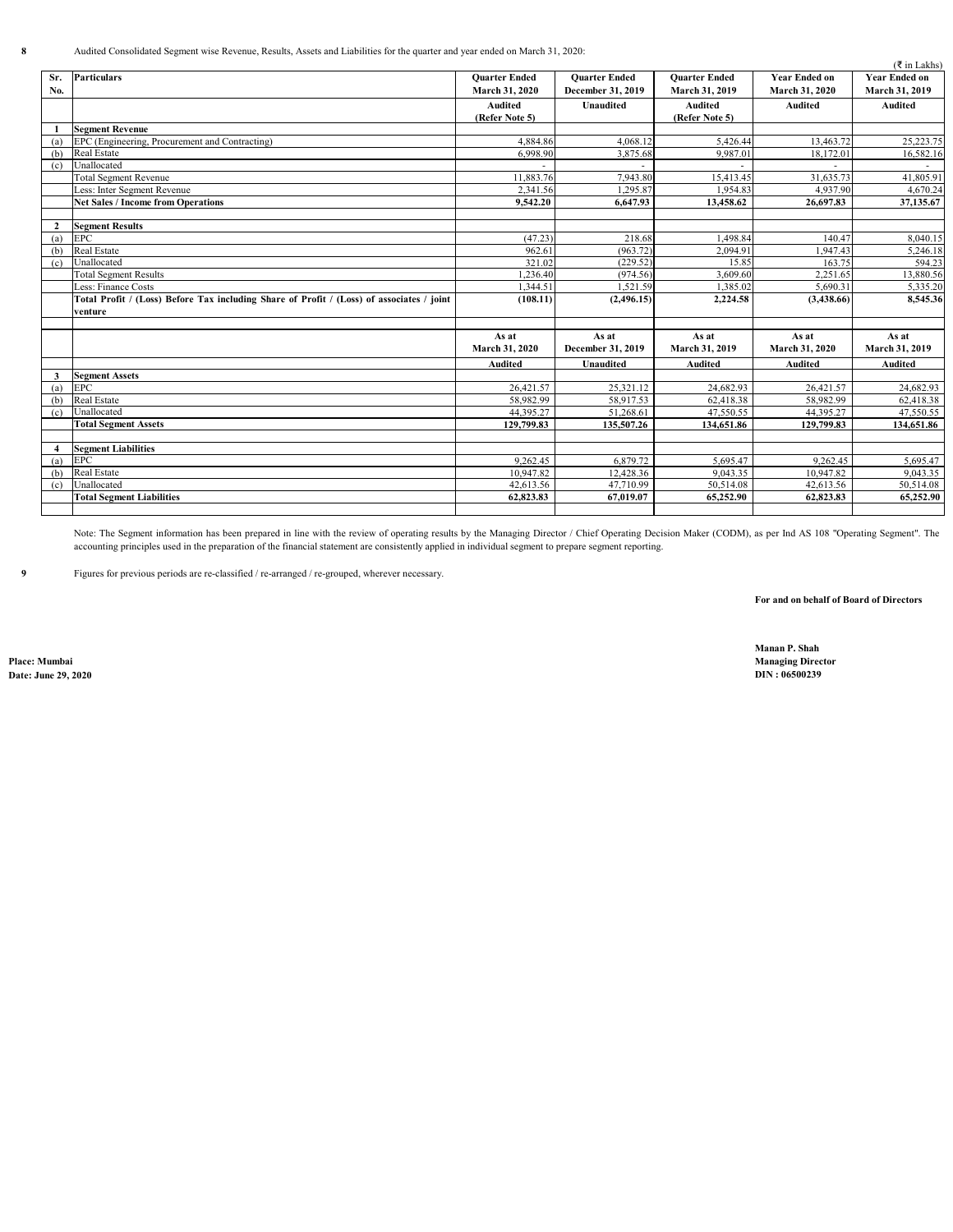**8** Audited Consolidated Segment wise Revenue, Results, Assets and Liabilities for the quarter and year ended on March 31, 2020:

(₹ in Lakhs)

| Sr. No. | Particulars | Quarter Ended March 31, 2020 | Quarter Ended December 31, 2019 | Quarter Ended March 31, 2019 | Year Ended on March 31, 2020 | Year Ended on March 31, 2019 |
|---|---|---|---|---|---|---|
| | | Audited (Refer Note 5) | Unaudited | Audited (Refer Note 5) | Audited | Audited |
| **1** | **Segment Revenue** | | | | | |
| (a) | EPC (Engineering, Procurement and Contracting) | 4,884.86 | 4,068.12 | 5,426.44 | 13,463.72 | 25,223.75 |
| (b) | Real Estate | 6,998.90 | 3,875.68 | 9,987.01 | 18,172.01 | 16,582.16 |
| (c) | Unallocated | - | - | - | - | - |
| | Total Segment Revenue | 11,883.76 | 7,943.80 | 15,413.45 | 31,635.73 | 41,805.91 |
| | Less: Inter Segment Revenue | 2,341.56 | 1,295.87 | 1,954.83 | 4,937.90 | 4,670.24 |
| | **Net Sales / Income from Operations** | **9,542.20** | **6,647.93** | **13,458.62** | **26,697.83** | **37,135.67** |
| | | | | | | |
| **2** | **Segment Results** | | | | | |
| (a) | EPC | (47.23) | 218.68 | 1,498.84 | 140.47 | 8,040.15 |
| (b) | Real Estate | 962.61 | (963.72) | 2,094.91 | 1,947.43 | 5,246.18 |
| (c) | Unallocated | 321.02 | (229.52) | 15.85 | 163.75 | 594.23 |
| | Total Segment Results | 1,236.40 | (974.56) | 3,609.60 | 2,251.65 | 13,880.56 |
| | Less: Finance Costs | 1,344.51 | 1,521.59 | 1,385.02 | 5,690.31 | 5,335.20 |
| | **Total Profit / (Loss) Before Tax including Share of Profit / (Loss) of associates / joint venture** | **(108.11)** | **(2,496.15)** | **2,224.58** | **(3,438.66)** | **8,545.36** |
| | | | | | | |
| | | **As at March 31, 2020** | **As at December 31, 2019** | **As at March 31, 2019** | **As at March 31, 2020** | **As at March 31, 2019** |
| | | Audited | Unaudited | Audited | Audited | Audited |
| **3** | **Segment Assets** | | | | | |
| (a) | EPC | 26,421.57 | 25,321.12 | 24,682.93 | 26,421.57 | 24,682.93 |
| (b) | Real Estate | 58,982.99 | 58,917.53 | 62,418.38 | 58,982.99 | 62,418.38 |
| (c) | Unallocated | 44,395.27 | 51,268.61 | 47,550.55 | 44,395.27 | 47,550.55 |
| | **Total Segment Assets** | **129,799.83** | **135,507.26** | **134,651.86** | **129,799.83** | **134,651.86** |
| | | | | | | |
| **4** | **Segment Liabilities** | | | | | |
| (a) | EPC | 9,262.45 | 6,879.72 | 5,695.47 | 9,262.45 | 5,695.47 |
| (b) | Real Estate | 10,947.82 | 12,428.36 | 9,043.35 | 10,947.82 | 9,043.35 |
| (c) | Unallocated | 42,613.56 | 47,710.99 | 50,514.08 | 42,613.56 | 50,514.08 |
| | **Total Segment Liabilities** | **62,823.83** | **67,019.07** | **65,252.90** | **62,823.83** | **65,252.90** |

Note: The Segment information has been prepared in line with the review of operating results by the Managing Director / Chief Operating Decision Maker (CODM), as per Ind AS 108 "Operating Segment". The accounting principles used in the preparation of the financial statement are consistently applied in individual segment to prepare segment reporting.

**9** Figures for previous periods are re-classified / re-arranged / re-grouped, wherever necessary.

**For and on behalf of Board of Directors**

**Manan P. Shah**
**Managing Director**
**DIN : 06500239**

**Place: Mumbai**
**Date: June 29, 2020**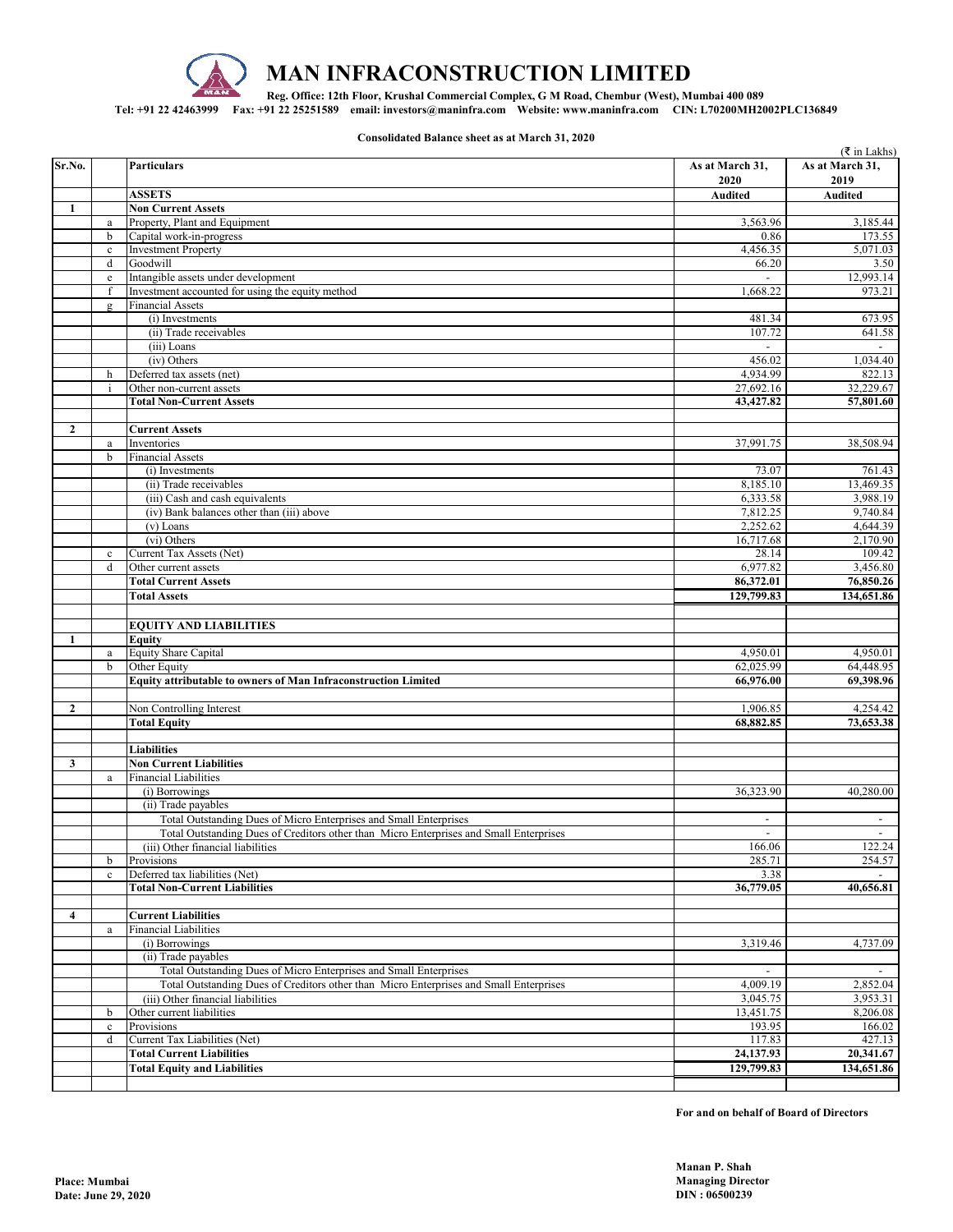# MAN INFRACONSTRUCTION LIMITED

**Reg. Office: 12th Floor, Krushal Commercial Complex, G M Road, Chembur (West), Mumbai 400 089**

**Tel: +91 22 42463999 Fax: +91 22 25251589 email: investors@maninfra.com Website: www.maninfra.com CIN: L70200MH2002PLC136849**

**Consolidated Balance sheet as at March 31, 2020**

(₹ in Lakhs)

| Sr.No. | | Particulars | As at March 31, 2020 | As at March 31, 2019 |
|---|---|---|---|---|
| | | **ASSETS** | **Audited** | **Audited** |
| **1** | | **Non Current Assets** | | |
| | a | Property, Plant and Equipment | 3,563.96 | 3,185.44 |
| | b | Capital work-in-progress | 0.86 | 173.55 |
| | c | Investment Property | 4,456.35 | 5,071.03 |
| | d | Goodwill | 66.20 | 3.50 |
| | e | Intangible assets under development | - | 12,993.14 |
| | f | Investment accounted for using the equity method | 1,668.22 | 973.21 |
| | g | Financial Assets | | |
| | | (i) Investments | 481.34 | 673.95 |
| | | (ii) Trade receivables | 107.72 | 641.58 |
| | | (iii) Loans | - | - |
| | | (iv) Others | 456.02 | 1,034.40 |
| | h | Deferred tax assets (net) | 4,934.99 | 822.13 |
| | i | Other non-current assets | 27,692.16 | 32,229.67 |
| | | **Total Non-Current Assets** | **43,427.82** | **57,801.60** |
| | | | | |
| **2** | | **Current Assets** | | |
| | a | Inventories | 37,991.75 | 38,508.94 |
| | b | Financial Assets | | |
| | | (i) Investments | 73.07 | 761.43 |
| | | (ii) Trade receivables | 8,185.10 | 13,469.35 |
| | | (iii) Cash and cash equivalents | 6,333.58 | 3,988.19 |
| | | (iv) Bank balances other than (iii) above | 7,812.25 | 9,740.84 |
| | | (v) Loans | 2,252.62 | 4,644.39 |
| | | (vi) Others | 16,717.68 | 2,170.90 |
| | c | Current Tax Assets (Net) | 28.14 | 109.42 |
| | d | Other current assets | 6,977.82 | 3,456.80 |
| | | **Total Current Assets** | **86,372.01** | **76,850.26** |
| | | **Total Assets** | **129,799.83** | **134,651.86** |
| | | | | |
| | | **EQUITY AND LIABILITIES** | | |
| **1** | | **Equity** | | |
| | a | Equity Share Capital | 4,950.01 | 4,950.01 |
| | b | Other Equity | 62,025.99 | 64,448.95 |
| | | **Equity attributable to owners of Man Infraconstruction Limited** | **66,976.00** | **69,398.96** |
| | | | | |
| **2** | | Non Controlling Interest | 1,906.85 | 4,254.42 |
| | | **Total Equity** | **68,882.85** | **73,653.38** |
| | | | | |
| | | **Liabilities** | | |
| **3** | | **Non Current Liabilities** | | |
| | a | Financial Liabilities | | |
| | | (i) Borrowings | 36,323.90 | 40,280.00 |
| | | (ii) Trade payables | | |
| | | Total Outstanding Dues of Micro Enterprises and Small Enterprises | - | - |
| | | Total Outstanding Dues of Creditors other than Micro Enterprises and Small Enterprises | - | - |
| | | (iii) Other financial liabilities | 166.06 | 122.24 |
| | b | Provisions | 285.71 | 254.57 |
| | c | Deferred tax liabilities (Net) | 3.38 | - |
| | | **Total Non-Current Liabilities** | **36,779.05** | **40,656.81** |
| | | | | |
| **4** | | **Current Liabilities** | | |
| | a | Financial Liabilities | | |
| | | (i) Borrowings | 3,319.46 | 4,737.09 |
| | | (ii) Trade payables | | |
| | | Total Outstanding Dues of Micro Enterprises and Small Enterprises | - | - |
| | | Total Outstanding Dues of Creditors other than Micro Enterprises and Small Enterprises | 4,009.19 | 2,852.04 |
| | | (iii) Other financial liabilities | 3,045.75 | 3,953.31 |
| | b | Other current liabilities | 13,451.75 | 8,206.08 |
| | c | Provisions | 193.95 | 166.02 |
| | d | Current Tax Liabilities (Net) | 117.83 | 427.13 |
| | | **Total Current Liabilities** | **24,137.93** | **20,341.67** |
| | | **Total Equity and Liabilities** | **129,799.83** | **134,651.86** |

**For and on behalf of Board of Directors**

**Place: Mumbai**
**Date: June 29, 2020**

**Manan P. Shah**
**Managing Director**
**DIN : 06500239**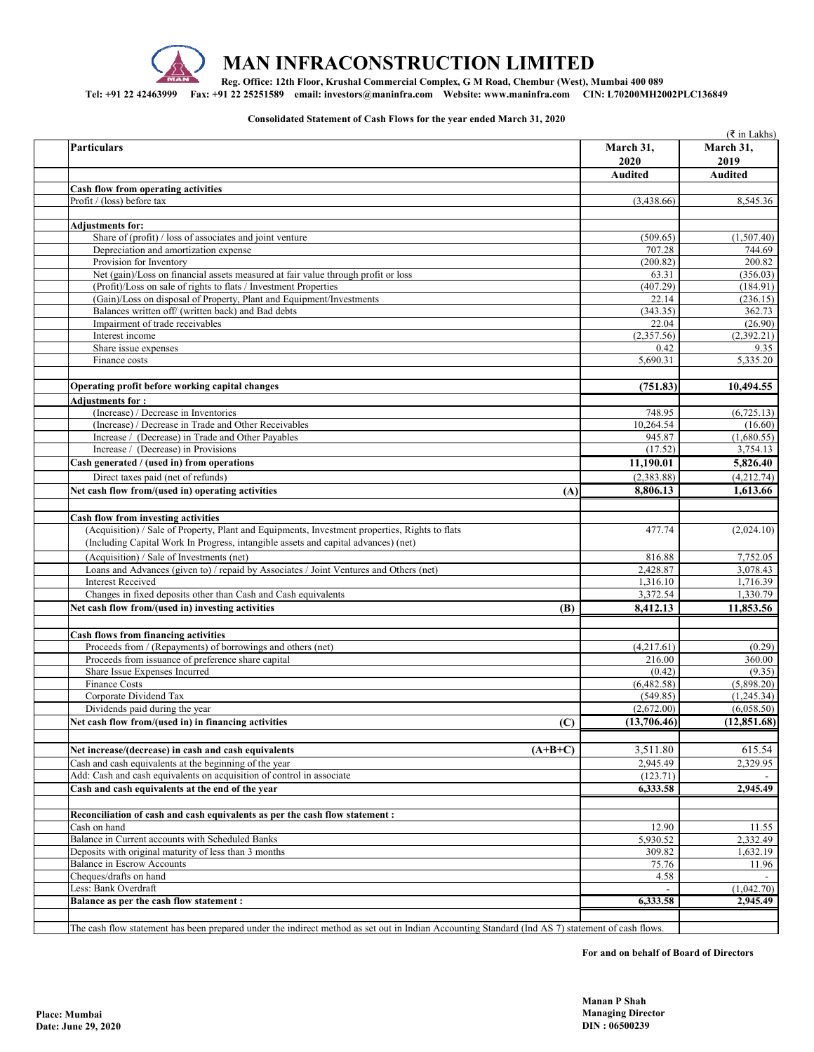# MAN INFRACONSTRUCTION LIMITED

**Reg. Office: 12th Floor, Krushal Commercial Complex, G M Road, Chembur (West), Mumbai 400 089**

**Tel: +91 22 42463999 Fax: +91 22 25251589 email: investors@maninfra.com Website: www.maninfra.com CIN: L70200MH2002PLC136849**

**Consolidated Statement of Cash Flows for the year ended March 31, 2020**

(₹ in Lakhs)

| Particulars | | March 31, 2020 | March 31, 2019 |
|---|---|---|---|
| | | **Audited** | **Audited** |
| **Cash flow from operating activities** | | | |
| Profit / (loss) before tax | | (3,438.66) | 8,545.36 |
| | | | |
| **Adjustments for:** | | | |
| Share of (profit) / loss of associates and joint venture | | (509.65) | (1,507.40) |
| Depreciation and amortization expense | | 707.28 | 744.69 |
| Provision for Inventory | | (200.82) | 200.82 |
| Net (gain)/Loss on financial assets measured at fair value through profit or loss | | 63.31 | (356.03) |
| (Profit)/Loss on sale of rights to flats / Investment Properties | | (407.29) | (184.91) |
| (Gain)/Loss on disposal of Property, Plant and Equipment/Investments | | 22.14 | (236.15) |
| Balances written off/ (written back) and Bad debts | | (343.35) | 362.73 |
| Impairment of trade receivables | | 22.04 | (26.90) |
| Interest income | | (2,357.56) | (2,392.21) |
| Share issue expenses | | 0.42 | 9.35 |
| Finance costs | | 5,690.31 | 5,335.20 |
| | | | |
| **Operating profit before working capital changes** | | **(751.83)** | **10,494.55** |
| **Adjustments for :** | | | |
| (Increase) / Decrease in Inventories | | 748.95 | (6,725.13) |
| (Increase) / Decrease in Trade and Other Receivables | | 10,264.54 | (16.60) |
| Increase / (Decrease) in Trade and Other Payables | | 945.87 | (1,680.55) |
| Increase / (Decrease) in Provisions | | (17.52) | 3,754.13 |
| **Cash generated / (used in) from operations** | | **11,190.01** | **5,826.40** |
| Direct taxes paid (net of refunds) | | (2,383.88) | (4,212.74) |
| **Net cash flow from/(used in) operating activities** | **(A)** | **8,806.13** | **1,613.66** |
| | | | |
| **Cash flow from investing activities** | | | |
| (Acquisition) / Sale of Property, Plant and Equipments, Investment properties, Rights to flats (Including Capital Work In Progress, intangible assets and capital advances) (net) | | 477.74 | (2,024.10) |
| (Acquisition) / Sale of Investments (net) | | 816.88 | 7,752.05 |
| Loans and Advances (given to) / repaid by Associates / Joint Ventures and Others (net) | | 2,428.87 | 3,078.43 |
| Interest Received | | 1,316.10 | 1,716.39 |
| Changes in fixed deposits other than Cash and Cash equivalents | | 3,372.54 | 1,330.79 |
| **Net cash flow from/(used in) investing activities** | **(B)** | **8,412.13** | **11,853.56** |
| | | | |
| **Cash flows from financing activities** | | | |
| Proceeds from / (Repayments) of borrowings and others (net) | | (4,217.61) | (0.29) |
| Proceeds from issuance of preference share capital | | 216.00 | 360.00 |
| Share Issue Expenses Incurred | | (0.42) | (9.35) |
| Finance Costs | | (6,482.58) | (5,898.20) |
| Corporate Dividend Tax | | (549.85) | (1,245.34) |
| Dividends paid during the year | | (2,672.00) | (6,058.50) |
| **Net cash flow from/(used in) in financing activities** | **(C)** | **(13,706.46)** | **(12,851.68)** |
| | | | |
| **Net increase/(decrease) in cash and cash equivalents** | **(A+B+C)** | 3,511.80 | 615.54 |
| Cash and cash equivalents at the beginning of the year | | 2,945.49 | 2,329.95 |
| Add: Cash and cash equivalents on acquisition of control in associate | | (123.71) | - |
| **Cash and cash equivalents at the end of the year** | | **6,333.58** | **2,945.49** |
| | | | |
| **Reconciliation of cash and cash equivalents as per the cash flow statement :** | | | |
| Cash on hand | | 12.90 | 11.55 |
| Balance in Current accounts with Scheduled Banks | | 5,930.52 | 2,332.49 |
| Deposits with original maturity of less than 3 months | | 309.82 | 1,632.19 |
| Balance in Escrow Accounts | | 75.76 | 11.96 |
| Cheques/drafts on hand | | 4.58 | - |
| Less: Bank Overdraft | | - | (1,042.70) |
| **Balance as per the cash flow statement :** | | **6,333.58** | **2,945.49** |

The cash flow statement has been prepared under the indirect method as set out in Indian Accounting Standard (Ind AS 7) statement of cash flows.

**For and on behalf of Board of Directors**

**Manan P Shah**
**Managing Director**
**DIN : 06500239**

**Place: Mumbai**
**Date: June 29, 2020**